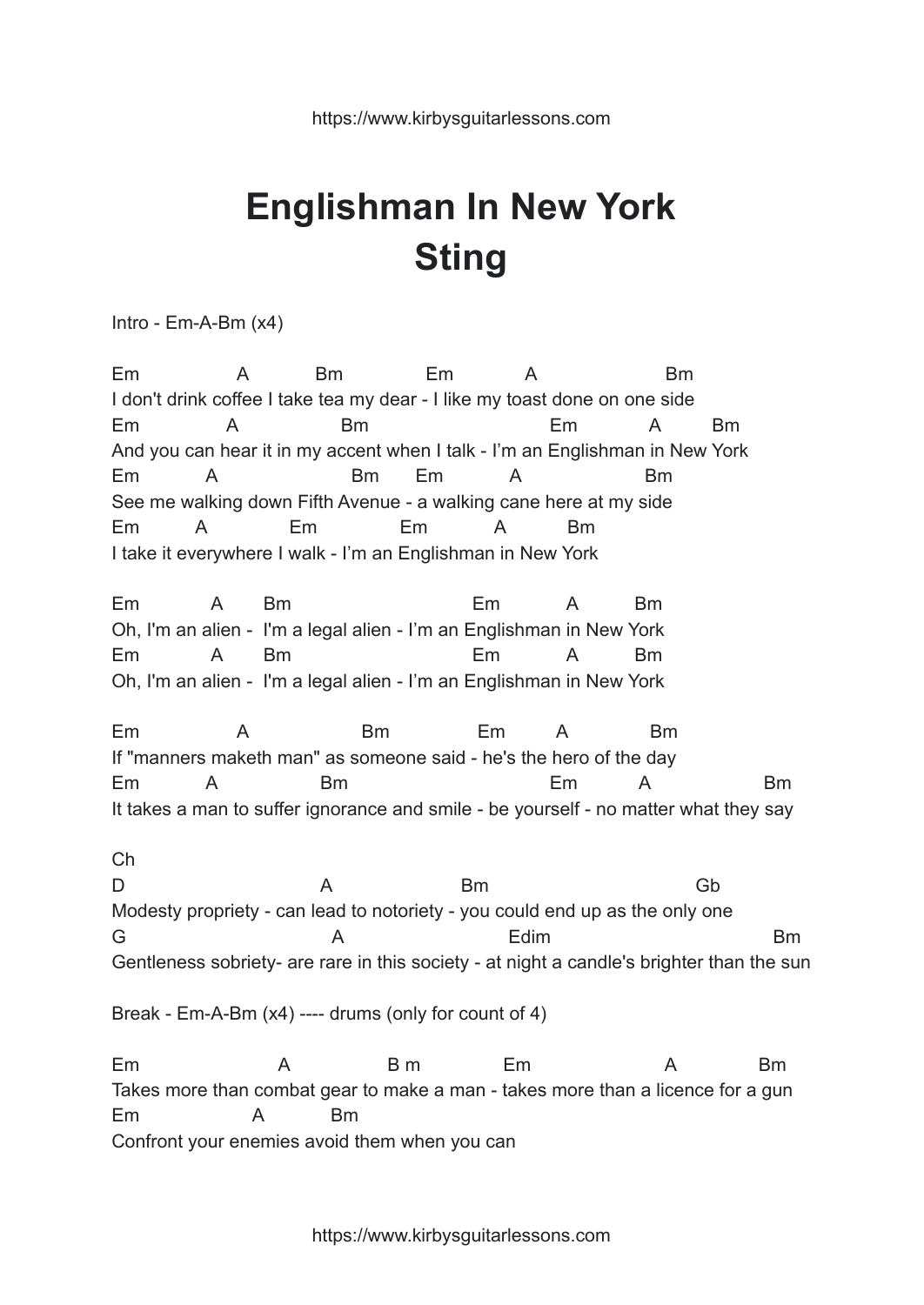# Englishman In New York
# Sting

Intro - Em-A-Bm (x4)

```
Em                 A           Bm              Em            A                     Bm
I don't drink coffee I take tea my dear - I like my toast done on one side
Em               A                  Bm                              Em            A        Bm
And you can hear it in my accent when I talk - I’m an Englishman in New York
Em           A                      Bm       Em           A                    Bm
See me walking down Fifth Avenue - a walking cane here at my side
Em          A              Em              Em           A          Bm
I take it everywhere I walk - I’m an Englishman in New York

Em            A      Bm                          Em           A        Bm
Oh, I'm an alien -  I'm a legal alien - I’m an Englishman in New York
Em            A      Bm                          Em           A        Bm
Oh, I'm an alien -  I'm a legal alien - I’m an Englishman in New York

Em                A                 Bm              Em        A             Bm
If "manners maketh man" as someone said - he's the hero of the day
Em           A               Bm                                 Em         A                  Bm
It takes a man to suffer ignorance and smile - be yourself - no matter what they say
```

Ch

```
D                                  A                    Bm                              Gb
Modesty propriety - can lead to notoriety - you could end up as the only one
G                              A                       Edim                                  Bm
Gentleness sobriety- are rare in this society - at night a candle's brighter than the sun
```

Break - Em-A-Bm (x4) ---- drums (only for count of 4)

```
Em                      A               B m             Em                     A             Bm
Takes more than combat gear to make a man - takes more than a licence for a gun
Em                A           Bm
Confront your enemies avoid them when you can
```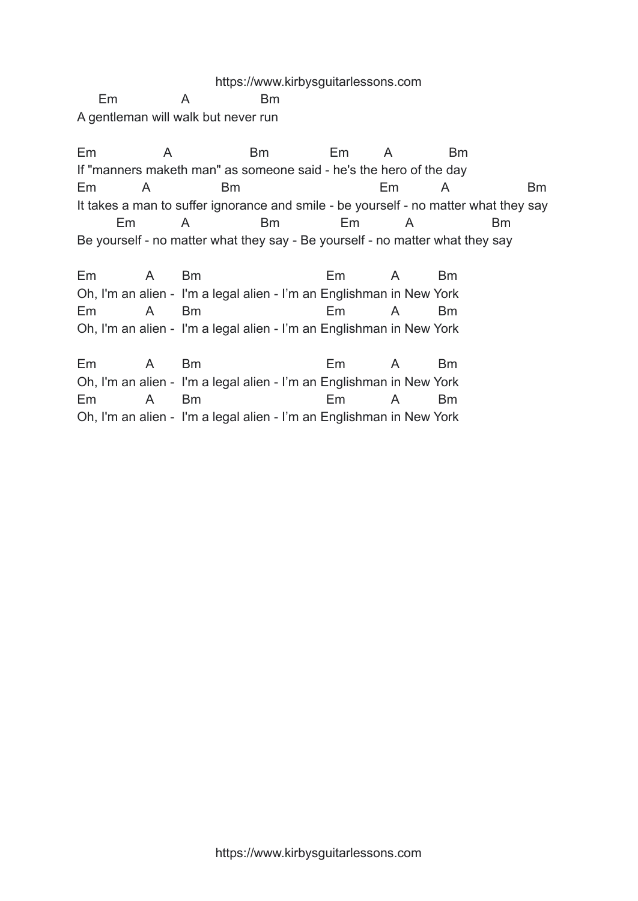```
    Em            A              Bm
A gentleman will walk but never run

Em             A             Bm            Em       A          Bm
If "manners maketh man" as someone said - he's the hero of the day
Em          A             Bm                           Em         A              Bm
It takes a man to suffer ignorance and smile - be yourself - no matter what they say
       Em         A              Bm            Em         A              Bm
Be yourself - no matter what they say - Be yourself - no matter what they say

Em           A     Bm                         Em          A       Bm
Oh, I'm an alien -  I'm a legal alien - I’m an Englishman in New York
Em           A     Bm                         Em          A       Bm
Oh, I'm an alien -  I'm a legal alien - I’m an Englishman in New York

Em           A     Bm                         Em          A       Bm
Oh, I'm an alien -  I'm a legal alien - I’m an Englishman in New York
Em           A     Bm                         Em          A       Bm
Oh, I'm an alien -  I'm a legal alien - I’m an Englishman in New York
```